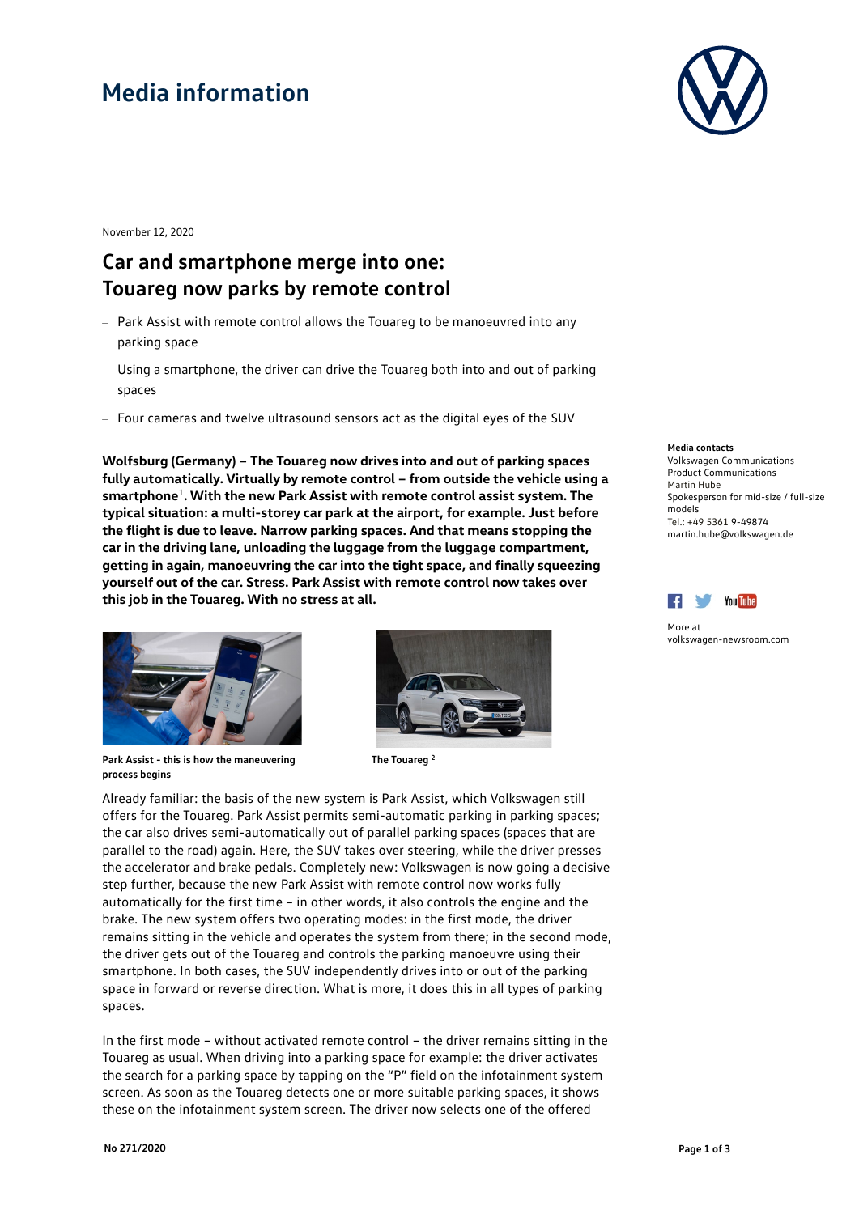# Media information

November 12, 2020

## Car and smartphone merge into one: Touareg now parks by remote control

- Park Assist with remote control allows the Touareg to be manoeuvred into any parking space
- Using a smartphone, the driver can drive the Touareg both into and out of parking spaces
- Four cameras and twelve ultrasound sensors act as the digital eyes of the SUV

**Wolfsburg (Germany) – The Touareg now drives into and out of parking spaces fully automatically. Virtually by remote control – from outside the vehicle using a smartphone[1]. With the new Park Assist with remote control assist system. The typical situation: a multi-storey car park at the airport, for example. Just before the flight is due to leave. Narrow parking spaces. And that means stopping the car in the driving lane, unloading the luggage from the luggage compartment, getting in again, manoeuvring the car into the tight space, and finally squeezing yourself out of the car. Stress. Park Assist with remote control now takes over this job in the Touareg. With no stress at all.**

**Media contacts**
Volkswagen Communications
Product Communications
Martin Hube
Spokesperson for mid-size / full-size models
Tel.: +49 5361 9-49874
martin.hube@volkswagen.de

More at
volkswagen-newsroom.com

**Park Assist - this is how the maneuvering process begins**

**The Touareg [2]**

Already familiar: the basis of the new system is Park Assist, which Volkswagen still offers for the Touareg. Park Assist permits semi-automatic parking in parking spaces; the car also drives semi-automatically out of parallel parking spaces (spaces that are parallel to the road) again. Here, the SUV takes over steering, while the driver presses the accelerator and brake pedals. Completely new: Volkswagen is now going a decisive step further, because the new Park Assist with remote control now works fully automatically for the first time – in other words, it also controls the engine and the brake. The new system offers two operating modes: in the first mode, the driver remains sitting in the vehicle and operates the system from there; in the second mode, the driver gets out of the Touareg and controls the parking manoeuvre using their smartphone. In both cases, the SUV independently drives into or out of the parking space in forward or reverse direction. What is more, it does this in all types of parking spaces.

In the first mode – without activated remote control – the driver remains sitting in the Touareg as usual. When driving into a parking space for example: the driver activates the search for a parking space by tapping on the “P” field on the infotainment system screen. As soon as the Touareg detects one or more suitable parking spaces, it shows these on the infotainment system screen. The driver now selects one of the offered

No 271/2020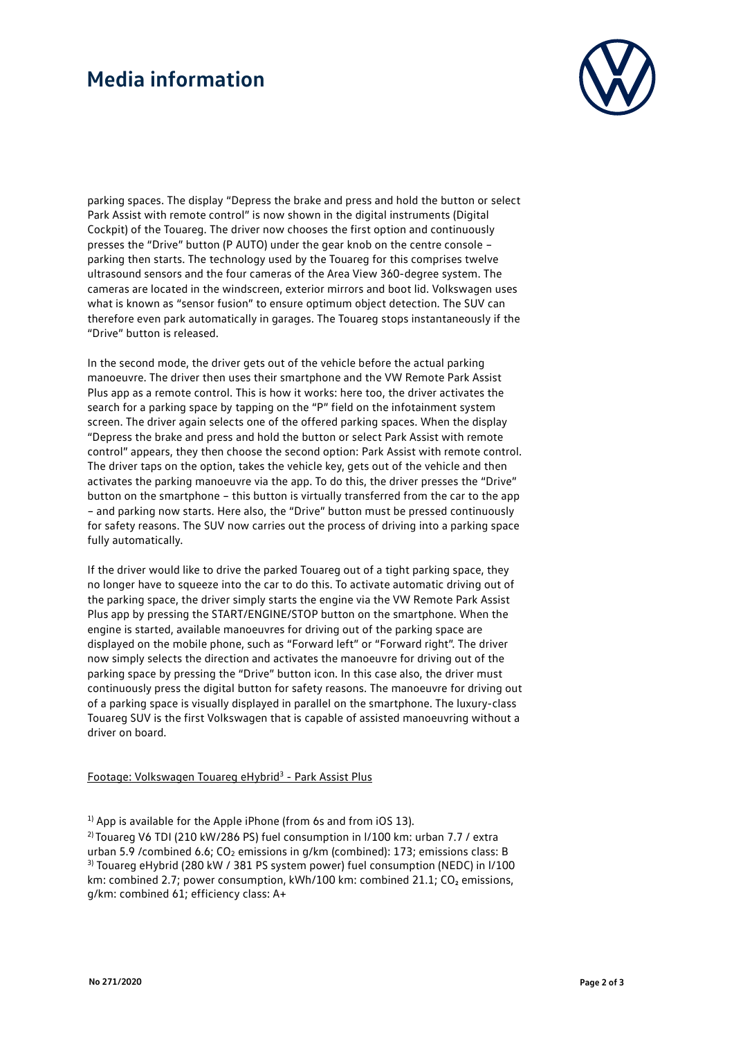parking spaces. The display "Depress the brake and press and hold the button or select Park Assist with remote control" is now shown in the digital instruments (Digital Cockpit) of the Touareg. The driver now chooses the first option and continuously presses the "Drive" button (P AUTO) under the gear knob on the centre console – parking then starts. The technology used by the Touareg for this comprises twelve ultrasound sensors and the four cameras of the Area View 360-degree system. The cameras are located in the windscreen, exterior mirrors and boot lid. Volkswagen uses what is known as "sensor fusion" to ensure optimum object detection. The SUV can therefore even park automatically in garages. The Touareg stops instantaneously if the "Drive" button is released.

In the second mode, the driver gets out of the vehicle before the actual parking manoeuvre. The driver then uses their smartphone and the VW Remote Park Assist Plus app as a remote control. This is how it works: here too, the driver activates the search for a parking space by tapping on the "P" field on the infotainment system screen. The driver again selects one of the offered parking spaces. When the display "Depress the brake and press and hold the button or select Park Assist with remote control" appears, they then choose the second option: Park Assist with remote control. The driver taps on the option, takes the vehicle key, gets out of the vehicle and then activates the parking manoeuvre via the app. To do this, the driver presses the "Drive" button on the smartphone – this button is virtually transferred from the car to the app – and parking now starts. Here also, the "Drive" button must be pressed continuously for safety reasons. The SUV now carries out the process of driving into a parking space fully automatically.

If the driver would like to drive the parked Touareg out of a tight parking space, they no longer have to squeeze into the car to do this. To activate automatic driving out of the parking space, the driver simply starts the engine via the VW Remote Park Assist Plus app by pressing the START/ENGINE/STOP button on the smartphone. When the engine is started, available manoeuvres for driving out of the parking space are displayed on the mobile phone, such as "Forward left" or "Forward right". The driver now simply selects the direction and activates the manoeuvre for driving out of the parking space by pressing the "Drive" button icon. In this case also, the driver must continuously press the digital button for safety reasons. The manoeuvre for driving out of a parking space is visually displayed in parallel on the smartphone. The luxury-class Touareg SUV is the first Volkswagen that is capable of assisted manoeuvring without a driver on board.

Footage: Volkswagen Touareg eHybrid[3] - Park Assist Plus

[1)] App is available for the Apple iPhone (from 6s and from iOS 13).

[2)] Touareg V6 TDI (210 kW/286 PS) fuel consumption in l/100 km: urban 7.7 / extra urban 5.9 /combined 6.6; $CO_2$ emissions in g/km (combined): 173; emissions class: B

[3)] Touareg eHybrid (280 kW / 381 PS system power) fuel consumption (NEDC) in l/100 km: combined 2.7; power consumption, kWh/100 km: combined 21.1; $CO_2$ emissions, g/km: combined 61; efficiency class: A+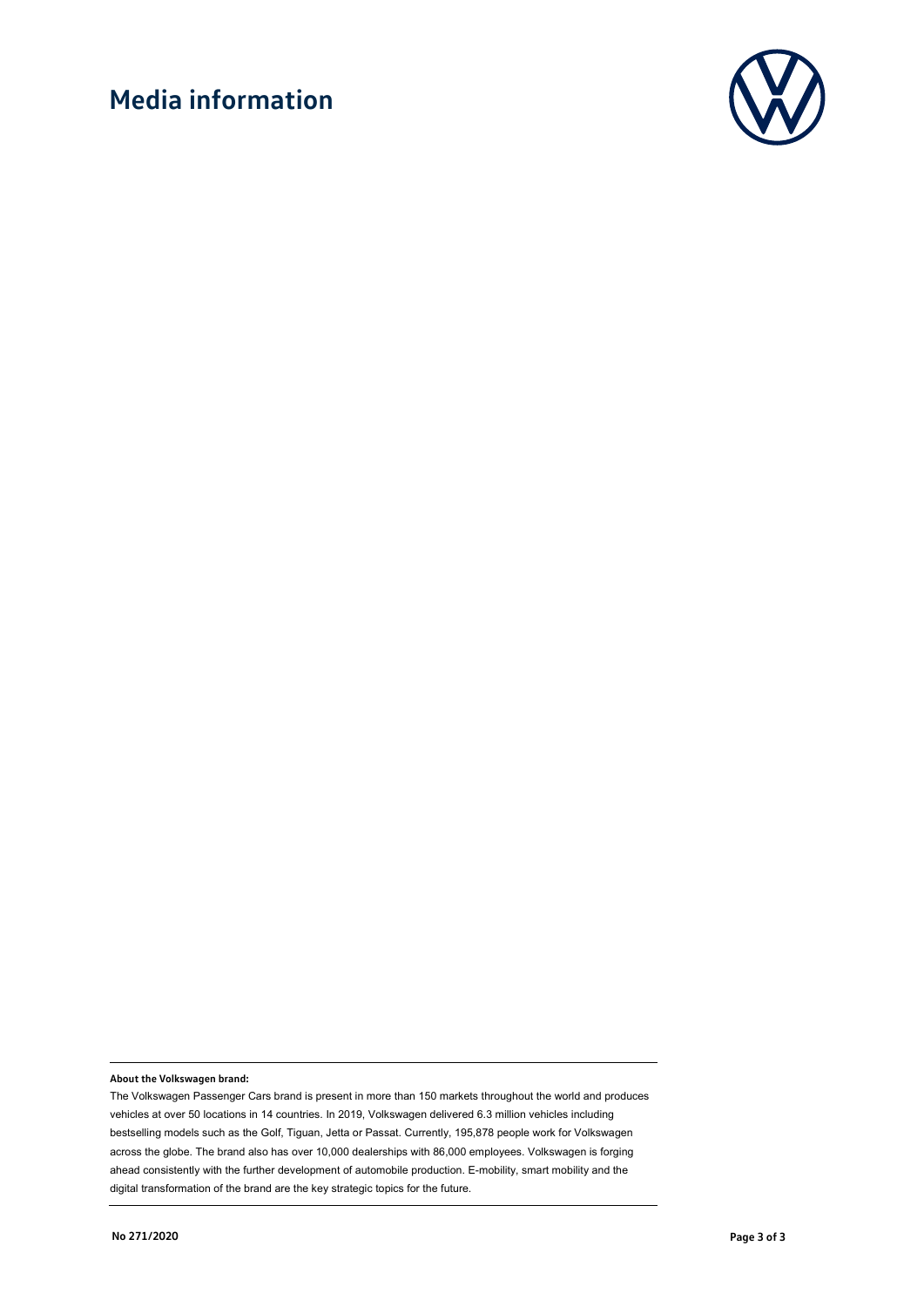**About the Volkswagen brand:**

The Volkswagen Passenger Cars brand is present in more than 150 markets throughout the world and produces vehicles at over 50 locations in 14 countries. In 2019, Volkswagen delivered 6.3 million vehicles including bestselling models such as the Golf, Tiguan, Jetta or Passat. Currently, 195,878 people work for Volkswagen across the globe. The brand also has over 10,000 dealerships with 86,000 employees. Volkswagen is forging ahead consistently with the further development of automobile production. E-mobility, smart mobility and the digital transformation of the brand are the key strategic topics for the future.